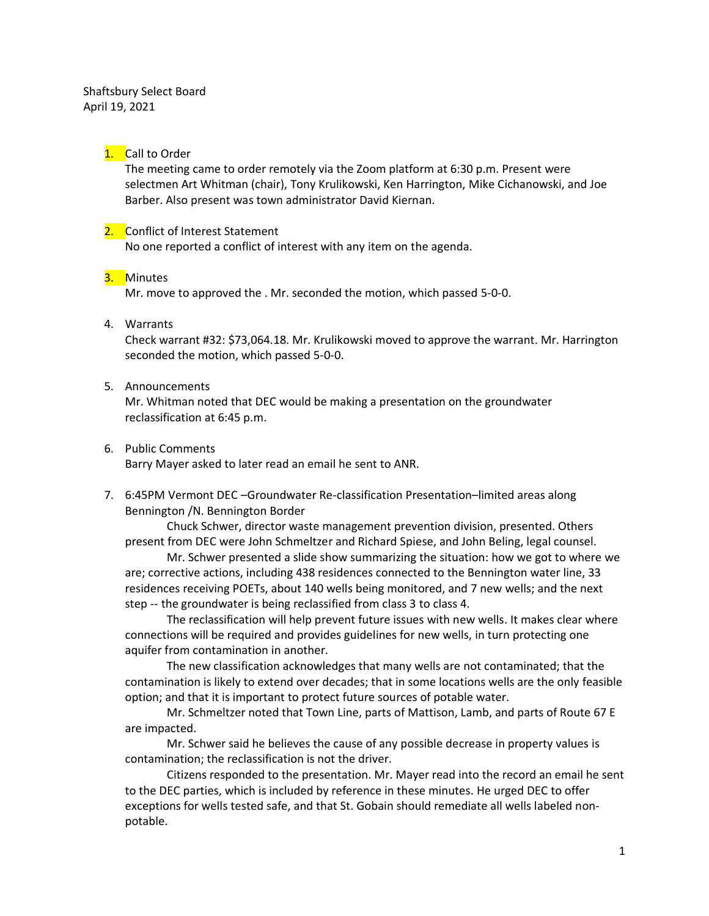Shaftsbury Select Board
April 19, 2021

1. Call to Order
   The meeting came to order remotely via the Zoom platform at 6:30 p.m. Present were selectmen Art Whitman (chair), Tony Krulikowski, Ken Harrington, Mike Cichanowski, and Joe Barber. Also present was town administrator David Kiernan.

2. Conflict of Interest Statement
   No one reported a conflict of interest with any item on the agenda.

3. Minutes
   Mr. move to approved the . Mr. seconded the motion, which passed 5-0-0.

4. Warrants
   Check warrant #32: $73,064.18. Mr. Krulikowski moved to approve the warrant. Mr. Harrington seconded the motion, which passed 5-0-0.

5. Announcements
   Mr. Whitman noted that DEC would be making a presentation on the groundwater reclassification at 6:45 p.m.

6. Public Comments
   Barry Mayer asked to later read an email he sent to ANR.

7. 6:45PM Vermont DEC –Groundwater Re-classification Presentation–limited areas along Bennington /N. Bennington Border

   Chuck Schwer, director waste management prevention division, presented. Others present from DEC were John Schmeltzer and Richard Spiese, and John Beling, legal counsel.

   Mr. Schwer presented a slide show summarizing the situation: how we got to where we are; corrective actions, including 438 residences connected to the Bennington water line, 33 residences receiving POETs, about 140 wells being monitored, and 7 new wells; and the next step -- the groundwater is being reclassified from class 3 to class 4.

   The reclassification will help prevent future issues with new wells. It makes clear where connections will be required and provides guidelines for new wells, in turn protecting one aquifer from contamination in another.

   The new classification acknowledges that many wells are not contaminated; that the contamination is likely to extend over decades; that in some locations wells are the only feasible option; and that it is important to protect future sources of potable water.

   Mr. Schmeltzer noted that Town Line, parts of Mattison, Lamb, and parts of Route 67 E are impacted.

   Mr. Schwer said he believes the cause of any possible decrease in property values is contamination; the reclassification is not the driver.

   Citizens responded to the presentation. Mr. Mayer read into the record an email he sent to the DEC parties, which is included by reference in these minutes. He urged DEC to offer exceptions for wells tested safe, and that St. Gobain should remediate all wells labeled non-potable.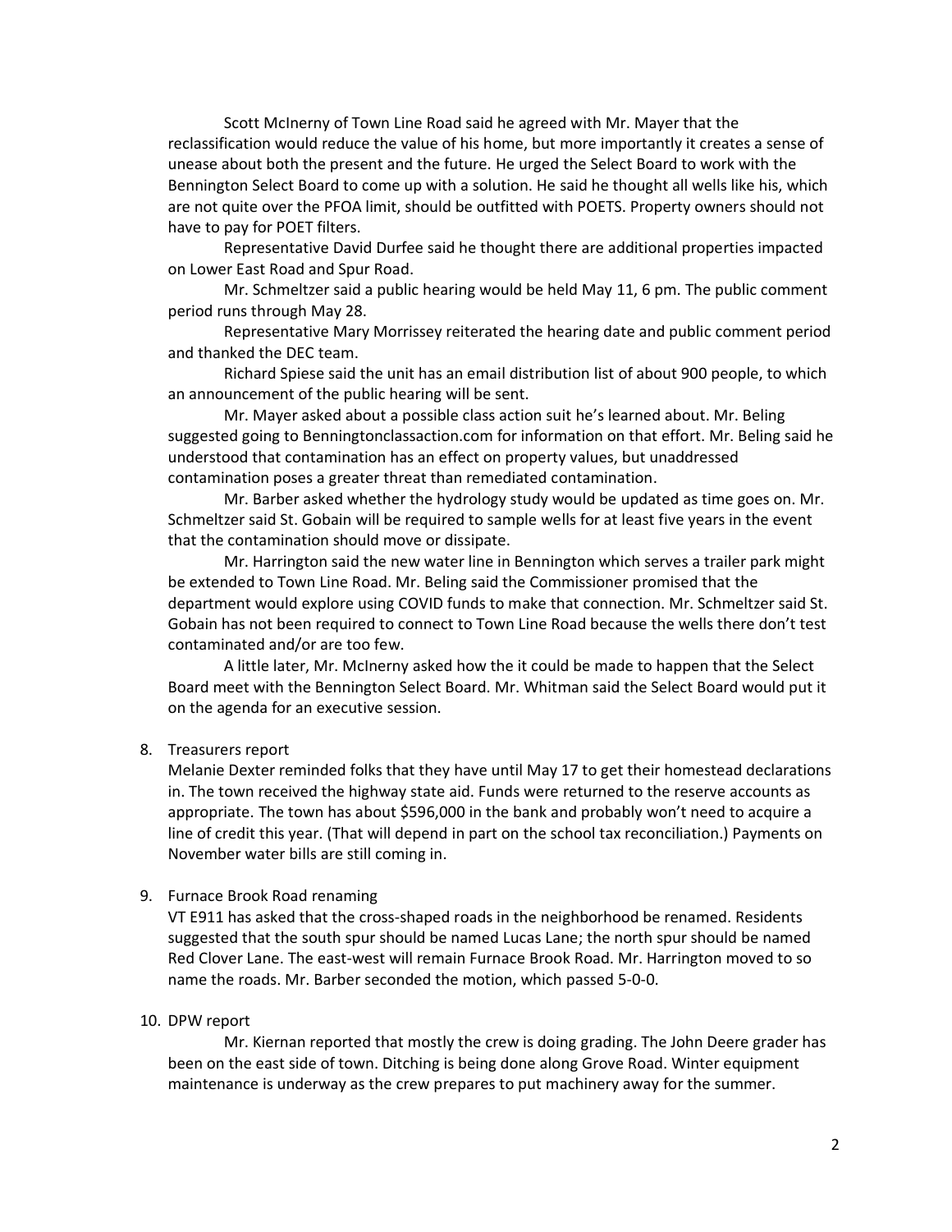Scott McInerny of Town Line Road said he agreed with Mr. Mayer that the reclassification would reduce the value of his home, but more importantly it creates a sense of unease about both the present and the future. He urged the Select Board to work with the Bennington Select Board to come up with a solution. He said he thought all wells like his, which are not quite over the PFOA limit, should be outfitted with POETS. Property owners should not have to pay for POET filters.

Representative David Durfee said he thought there are additional properties impacted on Lower East Road and Spur Road.

Mr. Schmeltzer said a public hearing would be held May 11, 6 pm. The public comment period runs through May 28.

Representative Mary Morrissey reiterated the hearing date and public comment period and thanked the DEC team.

Richard Spiese said the unit has an email distribution list of about 900 people, to which an announcement of the public hearing will be sent.

Mr. Mayer asked about a possible class action suit he's learned about. Mr. Beling suggested going to Benningtonclassaction.com for information on that effort. Mr. Beling said he understood that contamination has an effect on property values, but unaddressed contamination poses a greater threat than remediated contamination.

Mr. Barber asked whether the hydrology study would be updated as time goes on. Mr. Schmeltzer said St. Gobain will be required to sample wells for at least five years in the event that the contamination should move or dissipate.

Mr. Harrington said the new water line in Bennington which serves a trailer park might be extended to Town Line Road. Mr. Beling said the Commissioner promised that the department would explore using COVID funds to make that connection. Mr. Schmeltzer said St. Gobain has not been required to connect to Town Line Road because the wells there don't test contaminated and/or are too few.

A little later, Mr. McInerny asked how the it could be made to happen that the Select Board meet with the Bennington Select Board. Mr. Whitman said the Select Board would put it on the agenda for an executive session.

8. Treasurers report

Melanie Dexter reminded folks that they have until May 17 to get their homestead declarations in. The town received the highway state aid. Funds were returned to the reserve accounts as appropriate. The town has about $596,000 in the bank and probably won't need to acquire a line of credit this year. (That will depend in part on the school tax reconciliation.) Payments on November water bills are still coming in.

9. Furnace Brook Road renaming

VT E911 has asked that the cross-shaped roads in the neighborhood be renamed. Residents suggested that the south spur should be named Lucas Lane; the north spur should be named Red Clover Lane. The east-west will remain Furnace Brook Road. Mr. Harrington moved to so name the roads. Mr. Barber seconded the motion, which passed 5-0-0.

10. DPW report

Mr. Kiernan reported that mostly the crew is doing grading. The John Deere grader has been on the east side of town. Ditching is being done along Grove Road. Winter equipment maintenance is underway as the crew prepares to put machinery away for the summer.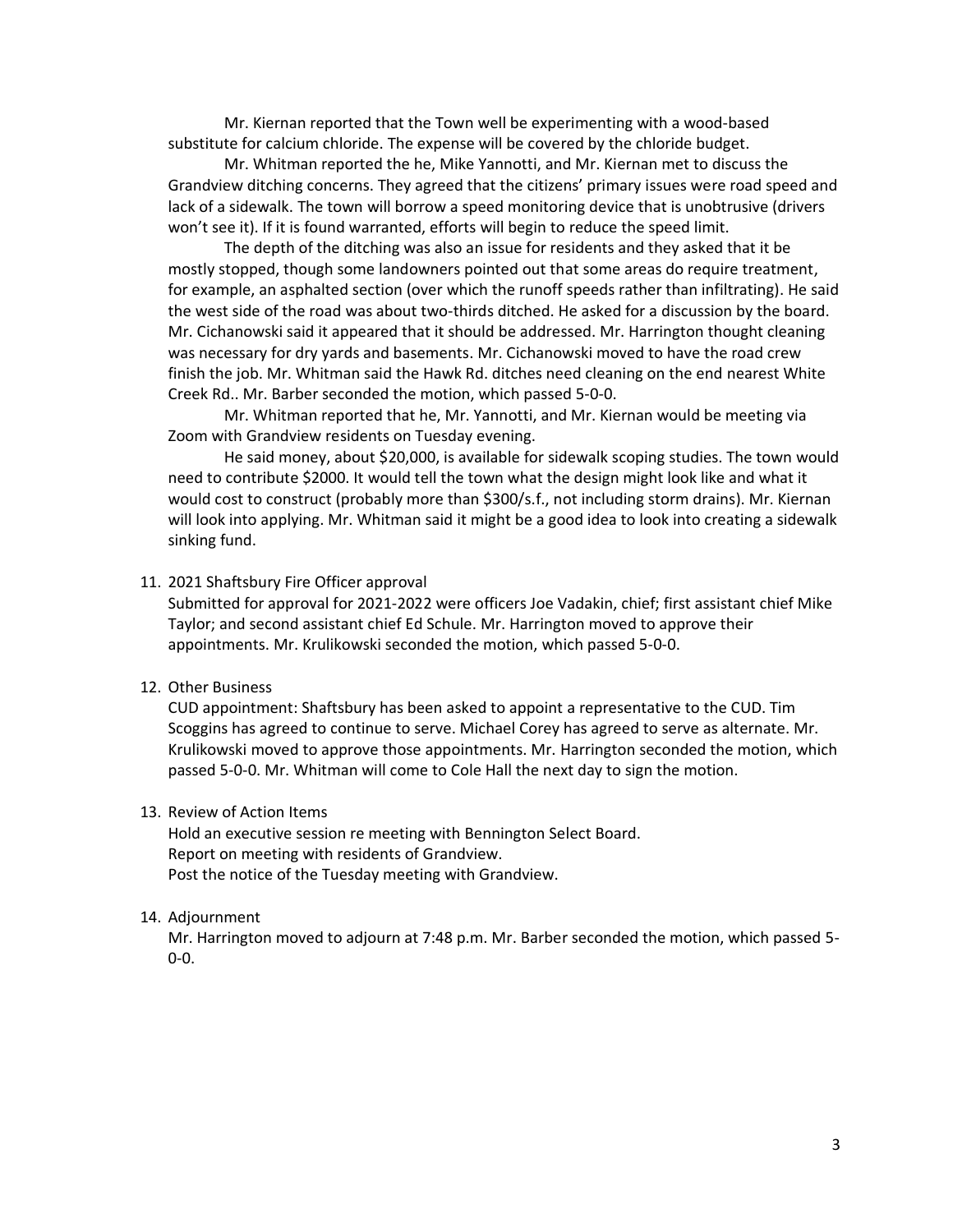Mr. Kiernan reported that the Town well be experimenting with a wood-based substitute for calcium chloride. The expense will be covered by the chloride budget.

Mr. Whitman reported the he, Mike Yannotti, and Mr. Kiernan met to discuss the Grandview ditching concerns. They agreed that the citizens' primary issues were road speed and lack of a sidewalk. The town will borrow a speed monitoring device that is unobtrusive (drivers won't see it). If it is found warranted, efforts will begin to reduce the speed limit.

The depth of the ditching was also an issue for residents and they asked that it be mostly stopped, though some landowners pointed out that some areas do require treatment, for example, an asphalted section (over which the runoff speeds rather than infiltrating). He said the west side of the road was about two-thirds ditched. He asked for a discussion by the board. Mr. Cichanowski said it appeared that it should be addressed. Mr. Harrington thought cleaning was necessary for dry yards and basements. Mr. Cichanowski moved to have the road crew finish the job. Mr. Whitman said the Hawk Rd. ditches need cleaning on the end nearest White Creek Rd.. Mr. Barber seconded the motion, which passed 5-0-0.

Mr. Whitman reported that he, Mr. Yannotti, and Mr. Kiernan would be meeting via Zoom with Grandview residents on Tuesday evening.

He said money, about $20,000, is available for sidewalk scoping studies. The town would need to contribute $2000. It would tell the town what the design might look like and what it would cost to construct (probably more than $300/s.f., not including storm drains). Mr. Kiernan will look into applying. Mr. Whitman said it might be a good idea to look into creating a sidewalk sinking fund.

11. 2021 Shaftsbury Fire Officer approval

    Submitted for approval for 2021-2022 were officers Joe Vadakin, chief; first assistant chief Mike Taylor; and second assistant chief Ed Schule. Mr. Harrington moved to approve their appointments. Mr. Krulikowski seconded the motion, which passed 5-0-0.

12. Other Business

    CUD appointment: Shaftsbury has been asked to appoint a representative to the CUD. Tim Scoggins has agreed to continue to serve. Michael Corey has agreed to serve as alternate. Mr. Krulikowski moved to approve those appointments. Mr. Harrington seconded the motion, which passed 5-0-0. Mr. Whitman will come to Cole Hall the next day to sign the motion.

13. Review of Action Items

    Hold an executive session re meeting with Bennington Select Board.
    Report on meeting with residents of Grandview.
    Post the notice of the Tuesday meeting with Grandview.

14. Adjournment

    Mr. Harrington moved to adjourn at 7:48 p.m. Mr. Barber seconded the motion, which passed 5-0-0.